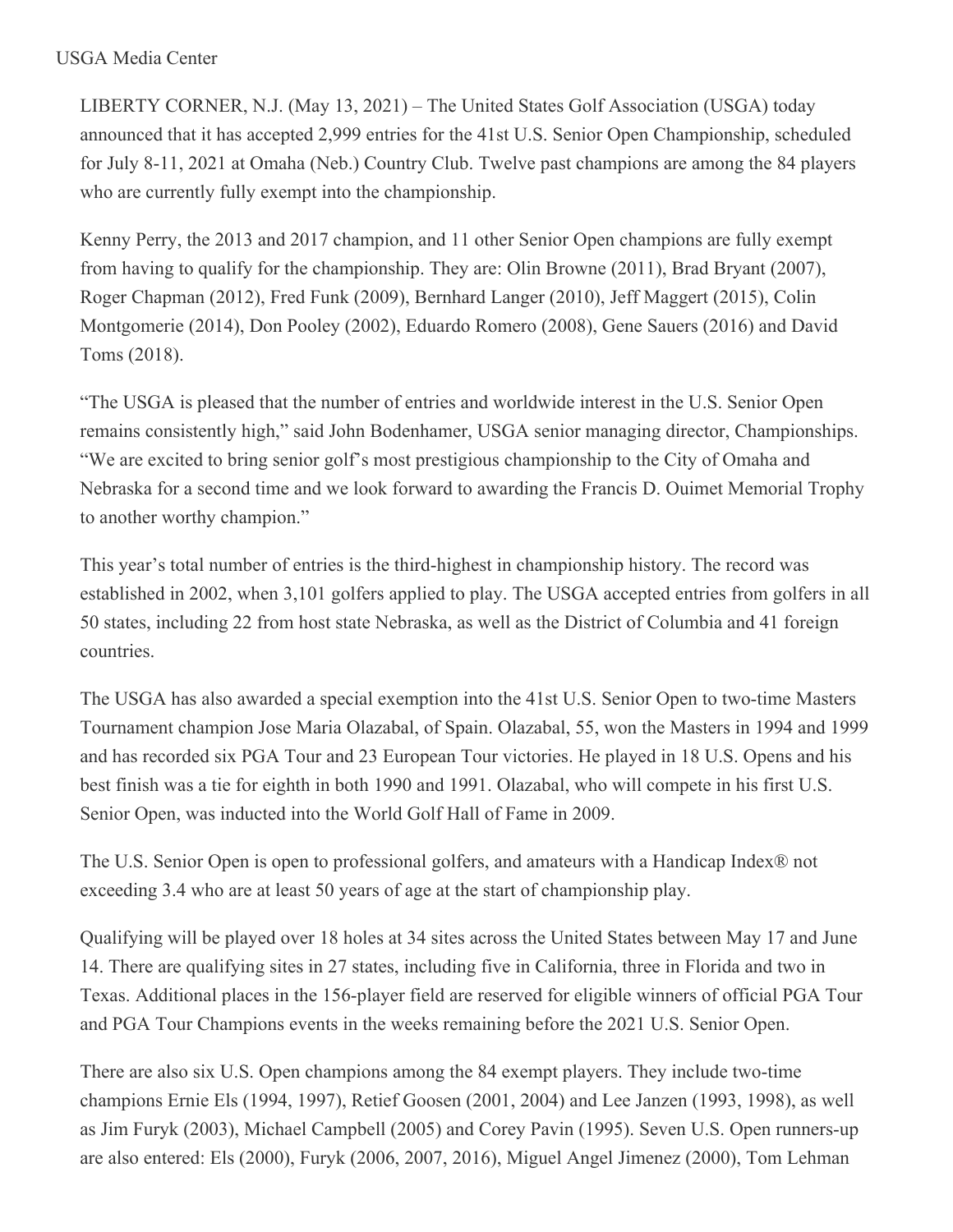USGA Media Center

LIBERTY CORNER, N.J. (May 13, 2021) – The United States Golf Association (USGA) today announced that it has accepted 2,999 entries for the 41st U.S. Senior Open Championship, scheduled for July 8-11, 2021 at Omaha (Neb.) Country Club. Twelve past champions are among the 84 players who are currently fully exempt into the championship.

Kenny Perry, the 2013 and 2017 champion, and 11 other Senior Open champions are fully exempt from having to qualify for the championship. They are: Olin Browne (2011), Brad Bryant (2007), Roger Chapman (2012), Fred Funk (2009), Bernhard Langer (2010), Jeff Maggert (2015), Colin Montgomerie (2014), Don Pooley (2002), Eduardo Romero (2008), Gene Sauers (2016) and David Toms (2018).

"The USGA is pleased that the number of entries and worldwide interest in the U.S. Senior Open remains consistently high," said John Bodenhamer, USGA senior managing director, Championships. "We are excited to bring senior golf's most prestigious championship to the City of Omaha and Nebraska for a second time and we look forward to awarding the Francis D. Ouimet Memorial Trophy to another worthy champion."

This year's total number of entries is the third-highest in championship history. The record was established in 2002, when 3,101 golfers applied to play. The USGA accepted entries from golfers in all 50 states, including 22 from host state Nebraska, as well as the District of Columbia and 41 foreign countries.

The USGA has also awarded a special exemption into the 41st U.S. Senior Open to two-time Masters Tournament champion Jose Maria Olazabal, of Spain. Olazabal, 55, won the Masters in 1994 and 1999 and has recorded six PGA Tour and 23 European Tour victories. He played in 18 U.S. Opens and his best finish was a tie for eighth in both 1990 and 1991. Olazabal, who will compete in his first U.S. Senior Open, was inducted into the World Golf Hall of Fame in 2009.

The U.S. Senior Open is open to professional golfers, and amateurs with a Handicap Index® not exceeding 3.4 who are at least 50 years of age at the start of championship play.

Qualifying will be played over 18 holes at 34 sites across the United States between May 17 and June 14. There are qualifying sites in 27 states, including five in California, three in Florida and two in Texas. Additional places in the 156-player field are reserved for eligible winners of official PGA Tour and PGA Tour Champions events in the weeks remaining before the 2021 U.S. Senior Open.

There are also six U.S. Open champions among the 84 exempt players. They include two-time champions Ernie Els (1994, 1997), Retief Goosen (2001, 2004) and Lee Janzen (1993, 1998), as well as Jim Furyk (2003), Michael Campbell (2005) and Corey Pavin (1995). Seven U.S. Open runners-up are also entered: Els (2000), Furyk (2006, 2007, 2016), Miguel Angel Jimenez (2000), Tom Lehman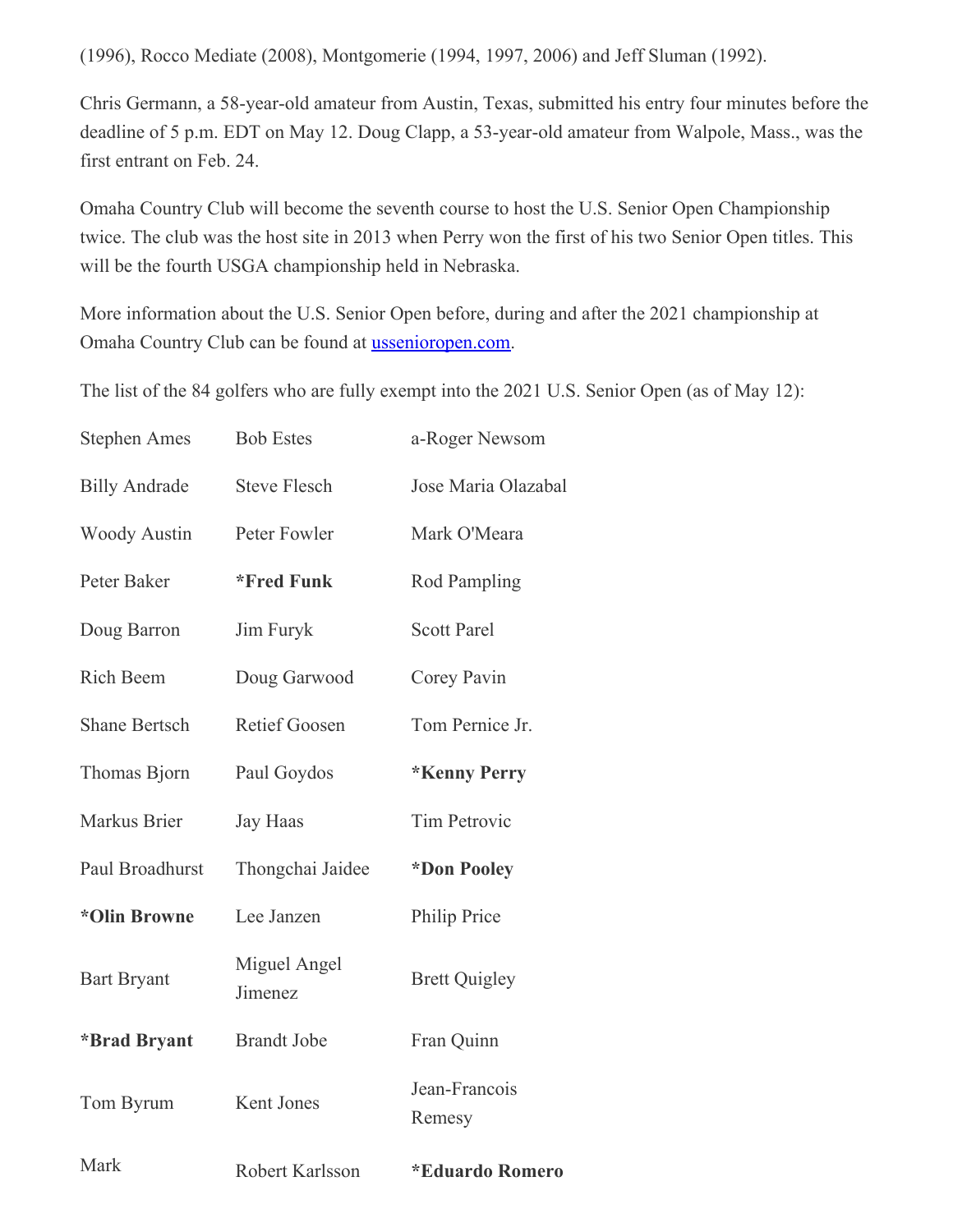(1996), Rocco Mediate (2008), Montgomerie (1994, 1997, 2006) and Jeff Sluman (1992).

Chris Germann, a 58-year-old amateur from Austin, Texas, submitted his entry four minutes before the deadline of 5 p.m. EDT on May 12. Doug Clapp, a 53-year-old amateur from Walpole, Mass., was the first entrant on Feb. 24.

Omaha Country Club will become the seventh course to host the U.S. Senior Open Championship twice. The club was the host site in 2013 when Perry won the first of his two Senior Open titles. This will be the fourth USGA championship held in Nebraska.

More information about the U.S. Senior Open before, during and after the 2021 championship at Omaha Country Club can be found at [ussenioropen.com](ussenioropen.com).

The list of the 84 golfers who are fully exempt into the 2021 U.S. Senior Open (as of May 12):

| | | |
|---|---|---|
| Stephen Ames | Bob Estes | a-Roger Newsom |
| Billy Andrade | Steve Flesch | Jose Maria Olazabal |
| Woody Austin | Peter Fowler | Mark O'Meara |
| Peter Baker | **\*Fred Funk** | Rod Pampling |
| Doug Barron | Jim Furyk | Scott Parel |
| Rich Beem | Doug Garwood | Corey Pavin |
| Shane Bertsch | Retief Goosen | Tom Pernice Jr. |
| Thomas Bjorn | Paul Goydos | **\*Kenny Perry** |
| Markus Brier | Jay Haas | Tim Petrovic |
| Paul Broadhurst | Thongchai Jaidee | **\*Don Pooley** |
| **\*Olin Browne** | Lee Janzen | Philip Price |
| Bart Bryant | Miguel Angel Jimenez | Brett Quigley |
| **\*Brad Bryant** | Brandt Jobe | Fran Quinn |
| Tom Byrum | Kent Jones | Jean-Francois Remesy |
| Mark | Robert Karlsson | **\*Eduardo Romero** |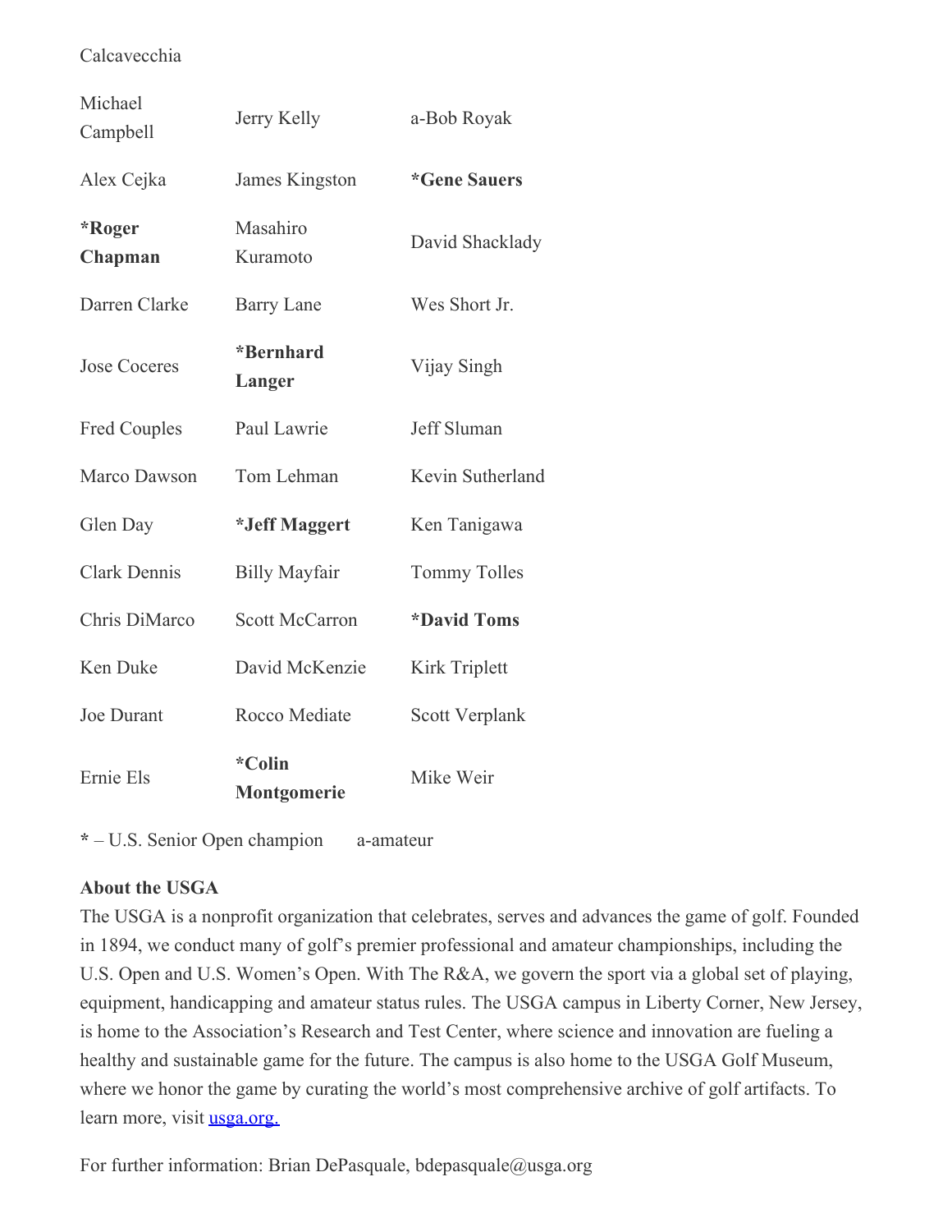Calcavecchia

| | | |
|---|---|---|
| Michael Campbell | Jerry Kelly | a-Bob Royak |
| Alex Cejka | James Kingston | **\*Gene Sauers** |
| **\*Roger Chapman** | Masahiro Kuramoto | David Shacklady |
| Darren Clarke | Barry Lane | Wes Short Jr. |
| Jose Coceres | **\*Bernhard Langer** | Vijay Singh |
| Fred Couples | Paul Lawrie | Jeff Sluman |
| Marco Dawson | Tom Lehman | Kevin Sutherland |
| Glen Day | **\*Jeff Maggert** | Ken Tanigawa |
| Clark Dennis | Billy Mayfair | Tommy Tolles |
| Chris DiMarco | Scott McCarron | **\*David Toms** |
| Ken Duke | David McKenzie | Kirk Triplett |
| Joe Durant | Rocco Mediate | Scott Verplank |
| Ernie Els | **\*Colin Montgomerie** | Mike Weir |

**\*** – U.S. Senior Open champion  a-amateur

**About the USGA**
The USGA is a nonprofit organization that celebrates, serves and advances the game of golf. Founded in 1894, we conduct many of golf's premier professional and amateur championships, including the U.S. Open and U.S. Women's Open. With The R&A, we govern the sport via a global set of playing, equipment, handicapping and amateur status rules. The USGA campus in Liberty Corner, New Jersey, is home to the Association's Research and Test Center, where science and innovation are fueling a healthy and sustainable game for the future. The campus is also home to the USGA Golf Museum, where we honor the game by curating the world's most comprehensive archive of golf artifacts. To learn more, visit [usga.org.](https://usga.org)

For further information: Brian DePasquale, bdepasquale@usga.org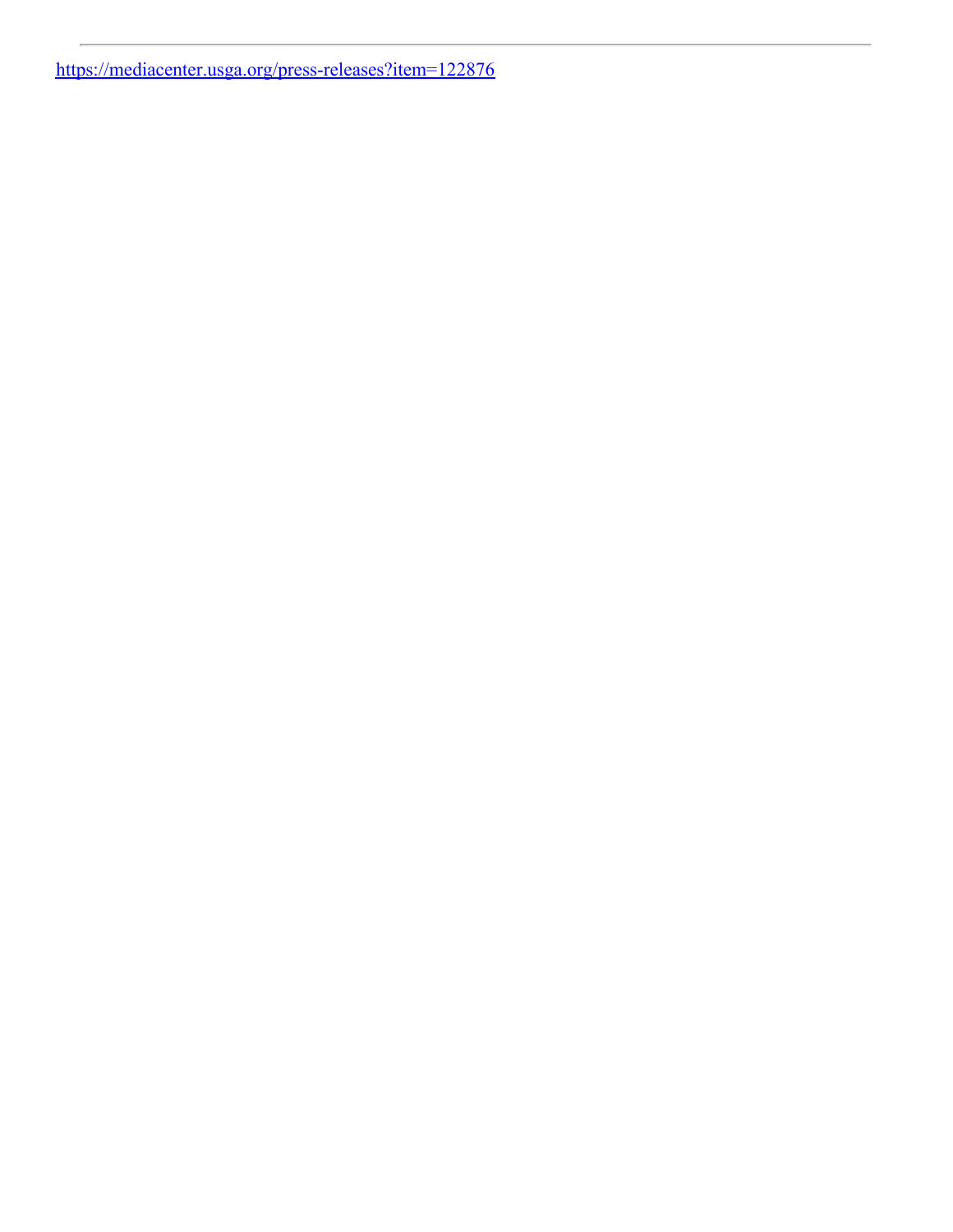https://mediacenter.usga.org/press-releases?item=122876